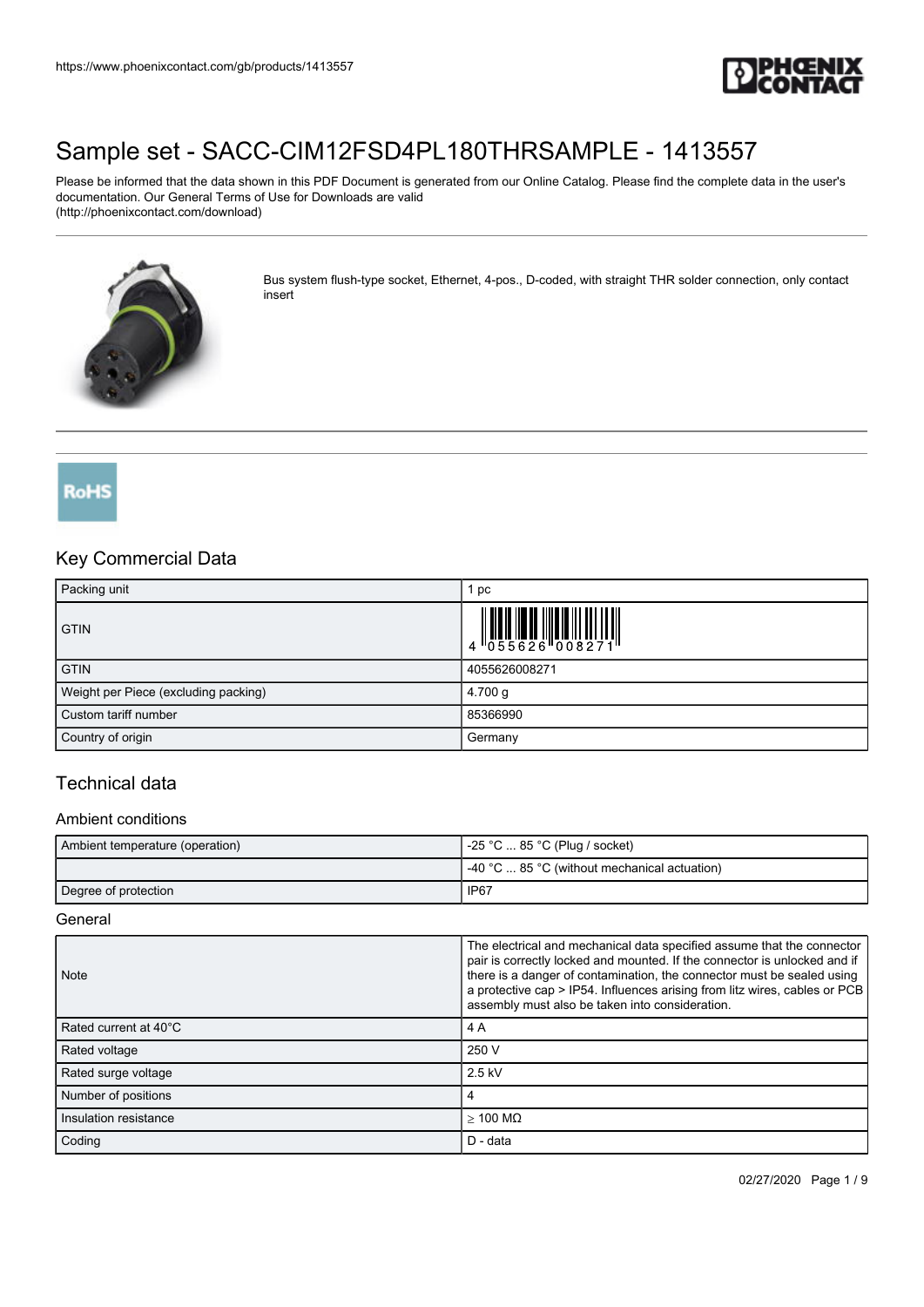https://www.phoenixcontact.com/gb/products/1413557

# Sample set - SACC-CIM12FSD4PL180THRSAMPLE - 1413557

Please be informed that the data shown in this PDF Document is generated from our Online Catalog. Please find the complete data in the user's documentation. Our General Terms of Use for Downloads are valid
(http://phoenixcontact.com/download)

Bus system flush-type socket, Ethernet, 4-pos., D-coded, with straight THR solder connection, only contact insert

RoHS

## Key Commercial Data

| | |
|---|---|
| Packing unit | 1 pc |
| GTIN | 4 055626 008271 |
| GTIN | 4055626008271 |
| Weight per Piece (excluding packing) | 4.700 g |
| Custom tariff number | 85366990 |
| Country of origin | Germany |

## Technical data

### Ambient conditions

| | |
|---|---|
| Ambient temperature (operation) | -25 °C ... 85 °C (Plug / socket) |
| | -40 °C ... 85 °C (without mechanical actuation) |
| Degree of protection | IP67 |

### General

| | |
|---|---|
| Note | The electrical and mechanical data specified assume that the connector pair is correctly locked and mounted. If the connector is unlocked and if there is a danger of contamination, the connector must be sealed using a protective cap > IP54. Influences arising from litz wires, cables or PCB assembly must also be taken into consideration. |
| Rated current at 40°C | 4 A |
| Rated voltage | 250 V |
| Rated surge voltage | 2.5 kV |
| Number of positions | 4 |
| Insulation resistance | ≥ 100 MΩ |
| Coding | D - data |

02/27/2020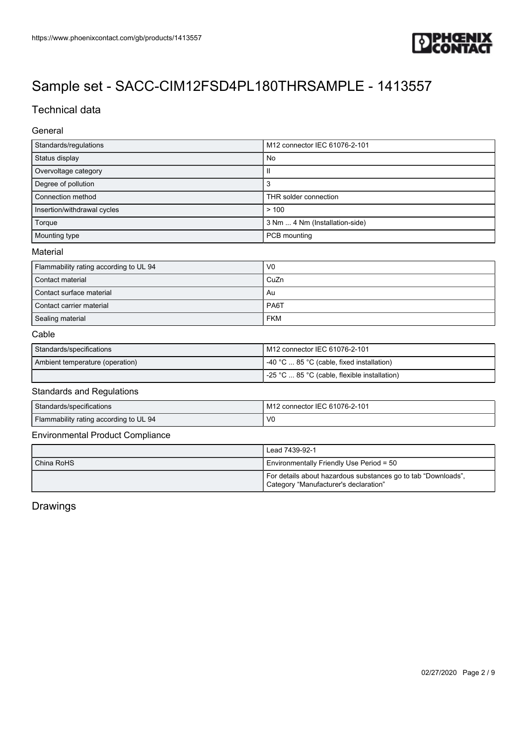# Sample set - SACC-CIM12FSD4PL180THRSAMPLE - 1413557

## Technical data

### General

| | |
|---|---|
| Standards/regulations | M12 connector IEC 61076-2-101 |
| Status display | No |
| Overvoltage category | II |
| Degree of pollution | 3 |
| Connection method | THR solder connection |
| Insertion/withdrawal cycles | > 100 |
| Torque | 3 Nm ... 4 Nm (Installation-side) |
| Mounting type | PCB mounting |

### Material

| | |
|---|---|
| Flammability rating according to UL 94 | V0 |
| Contact material | CuZn |
| Contact surface material | Au |
| Contact carrier material | PA6T |
| Sealing material | FKM |

### Cable

| | |
|---|---|
| Standards/specifications | M12 connector IEC 61076-2-101 |
| Ambient temperature (operation) | -40 °C ... 85 °C (cable, fixed installation) |
| | -25 °C ... 85 °C (cable, flexible installation) |

### Standards and Regulations

| | |
|---|---|
| Standards/specifications | M12 connector IEC 61076-2-101 |
| Flammability rating according to UL 94 | V0 |

### Environmental Product Compliance

| | |
|---|---|
| | Lead 7439-92-1 |
| China RoHS | Environmentally Friendly Use Period = 50 |
| | For details about hazardous substances go to tab “Downloads”, Category “Manufacturer's declaration” |

## Drawings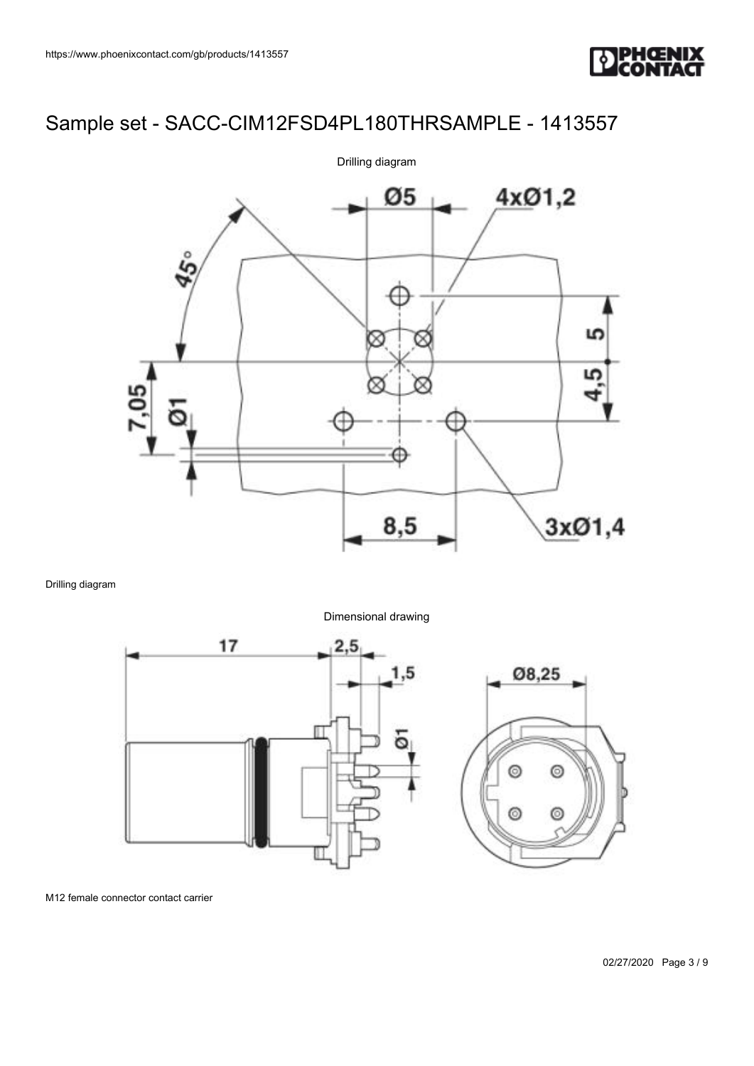# Sample set - SACC-CIM12FSD4PL180THRSAMPLE - 1413557

Drilling diagram

Ø5

4xØ1,2

45°

5

4,5

7,05

Ø1

8,5

3xØ1,4

Drilling diagram

Dimensional drawing

17

2,5

1,5

Ø1

Ø8,25

M12 female connector contact carrier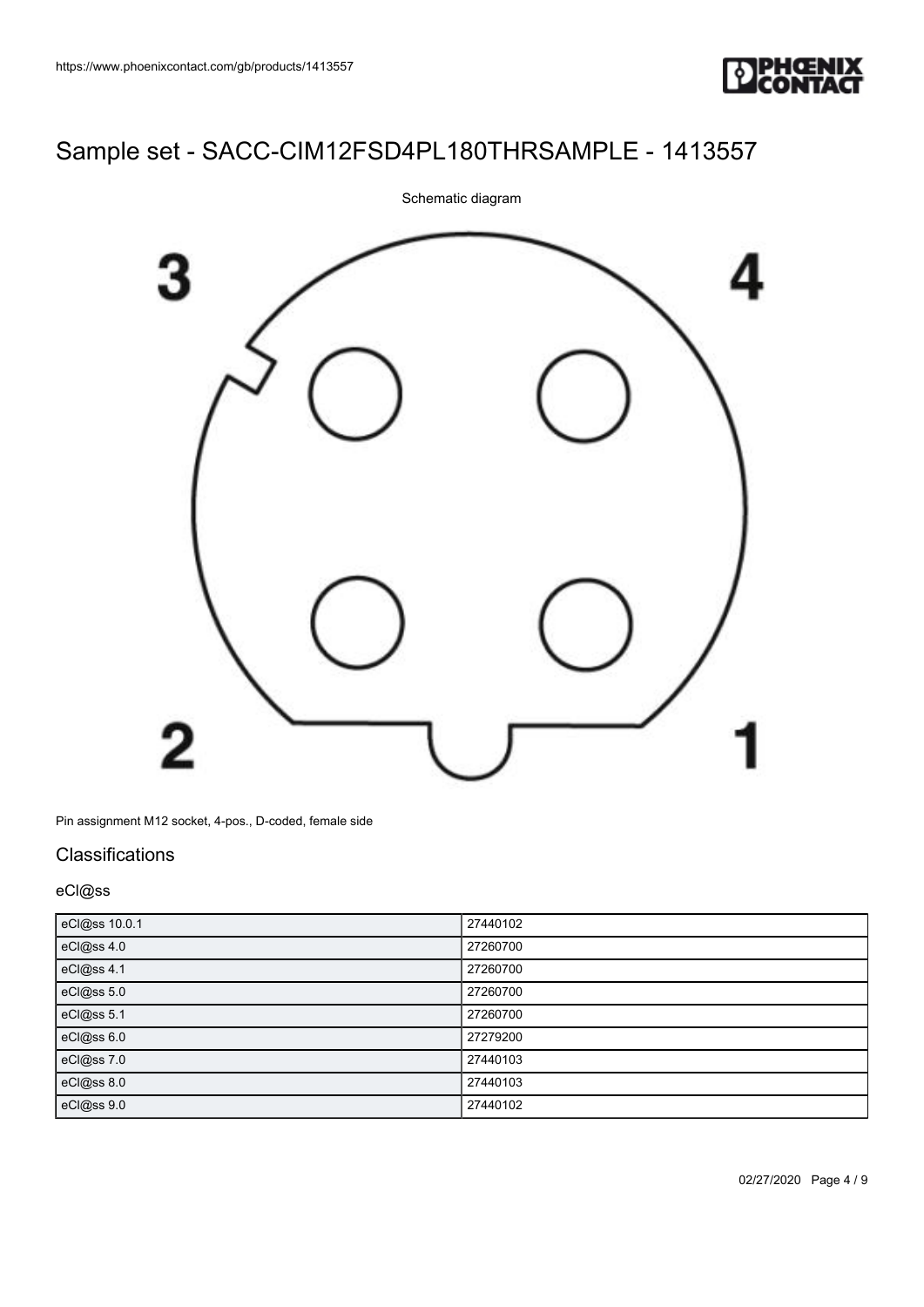# Sample set - SACC-CIM12FSD4PL180THRSAMPLE - 1413557

Schematic diagram

3

4

2

1

Pin assignment M12 socket, 4-pos., D-coded, female side

## Classifications

### eCl@ss

| | |
|---|---|
| eCl@ss 10.0.1 | 27440102 |
| eCl@ss 4.0 | 27260700 |
| eCl@ss 4.1 | 27260700 |
| eCl@ss 5.0 | 27260700 |
| eCl@ss 5.1 | 27260700 |
| eCl@ss 6.0 | 27279200 |
| eCl@ss 7.0 | 27440103 |
| eCl@ss 8.0 | 27440103 |
| eCl@ss 9.0 | 27440102 |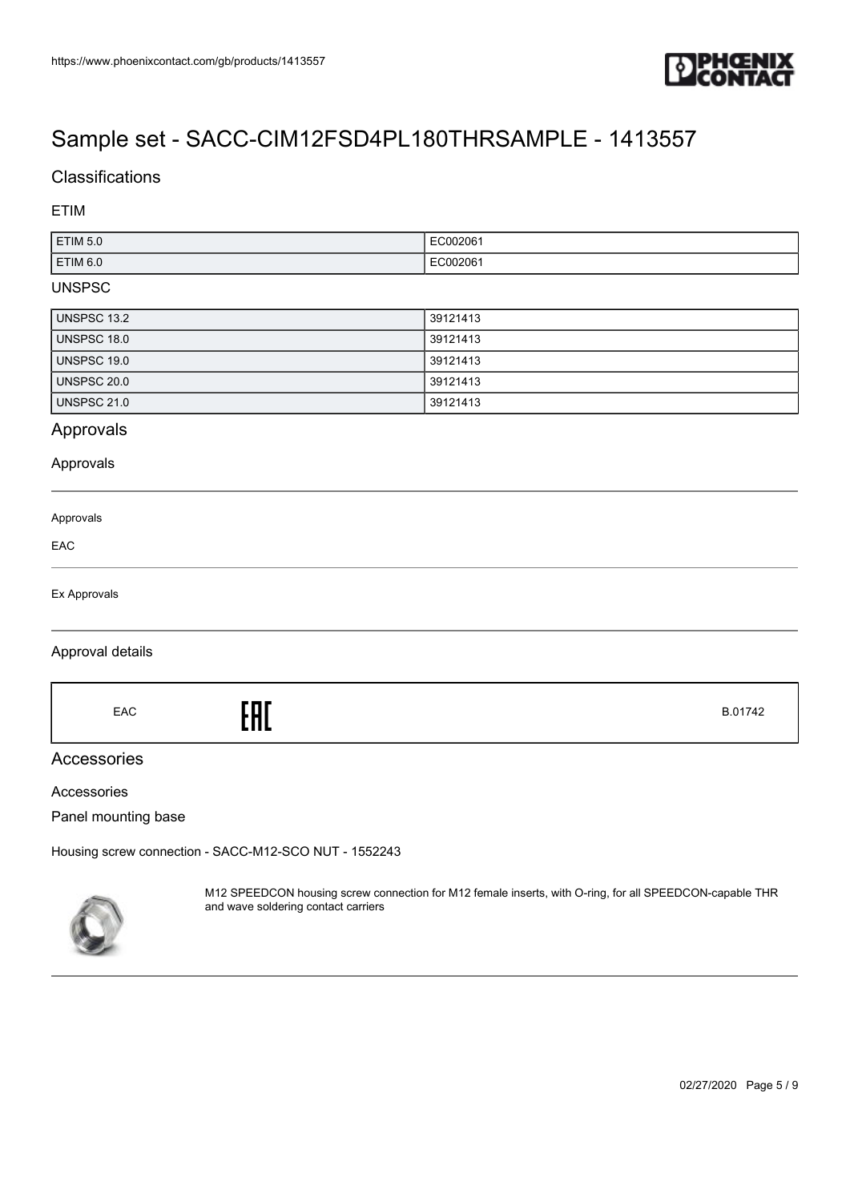# Sample set - SACC-CIM12FSD4PL180THRSAMPLE - 1413557

## Classifications

### ETIM

| | |
|---|---|
| ETIM 5.0 | EC002061 |
| ETIM 6.0 | EC002061 |

### UNSPSC

| | |
|---|---|
| UNSPSC 13.2 | 39121413 |
| UNSPSC 18.0 | 39121413 |
| UNSPSC 19.0 | 39121413 |
| UNSPSC 20.0 | 39121413 |
| UNSPSC 21.0 | 39121413 |

## Approvals

### Approvals

Approvals

EAC

Ex Approvals

### Approval details

| | | |
|---|---|---|
| EAC | EAC | B.01742 |

## Accessories

### Accessories

Panel mounting base

Housing screw connection - SACC-M12-SCO NUT - 1552243

M12 SPEEDCON housing screw connection for M12 female inserts, with O-ring, for all SPEEDCON-capable THR and wave soldering contact carriers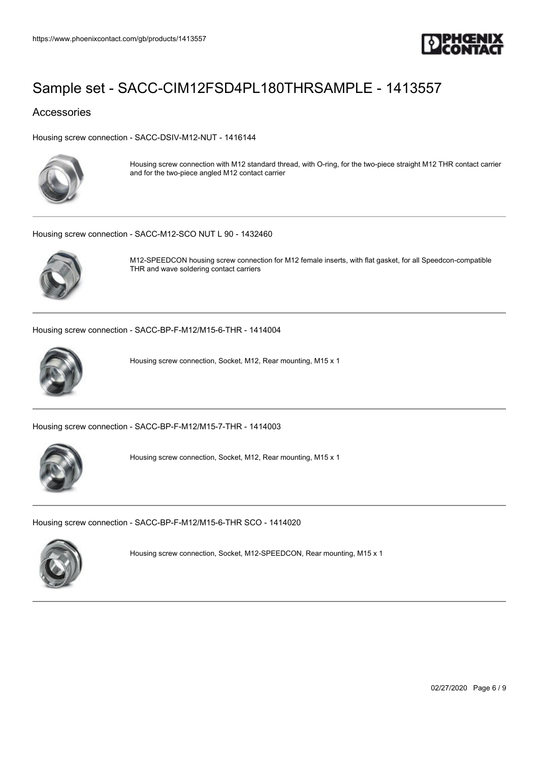# Sample set - SACC-CIM12FSD4PL180THRSAMPLE - 1413557

## Accessories

Housing screw connection - SACC-DSIV-M12-NUT - 1416144

Housing screw connection with M12 standard thread, with O-ring, for the two-piece straight M12 THR contact carrier and for the two-piece angled M12 contact carrier

---

Housing screw connection - SACC-M12-SCO NUT L 90 - 1432460

M12-SPEEDCON housing screw connection for M12 female inserts, with flat gasket, for all Speedcon-compatible THR and wave soldering contact carriers

---

Housing screw connection - SACC-BP-F-M12/M15-6-THR - 1414004

Housing screw connection, Socket, M12, Rear mounting, M15 x 1

---

Housing screw connection - SACC-BP-F-M12/M15-7-THR - 1414003

Housing screw connection, Socket, M12, Rear mounting, M15 x 1

---

Housing screw connection - SACC-BP-F-M12/M15-6-THR SCO - 1414020

Housing screw connection, Socket, M12-SPEEDCON, Rear mounting, M15 x 1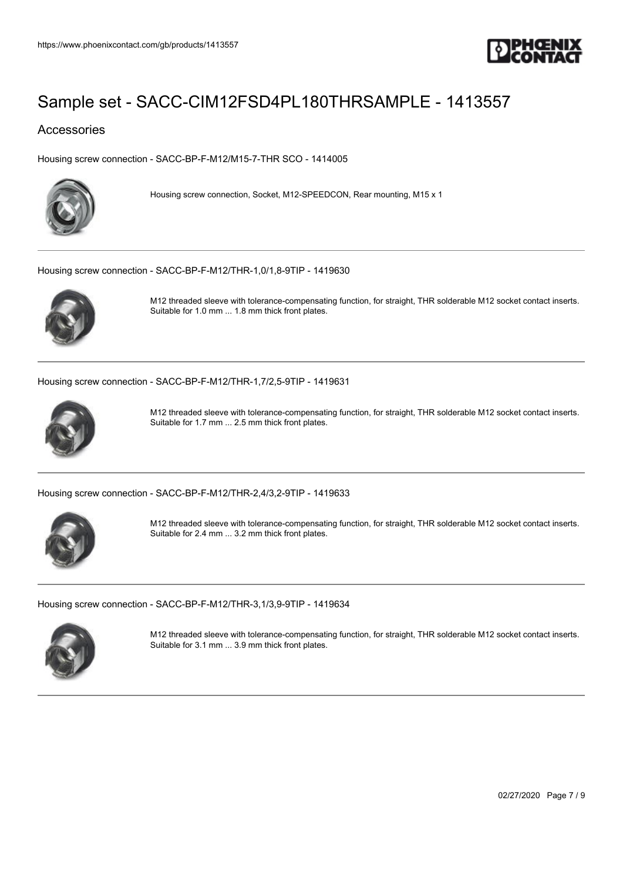# Sample set - SACC-CIM12FSD4PL180THRSAMPLE - 1413557

## Accessories

Housing screw connection - SACC-BP-F-M12/M15-7-THR SCO - 1414005

Housing screw connection, Socket, M12-SPEEDCON, Rear mounting, M15 x 1

---

Housing screw connection - SACC-BP-F-M12/THR-1,0/1,8-9TIP - 1419630

M12 threaded sleeve with tolerance-compensating function, for straight, THR solderable M12 socket contact inserts. Suitable for 1.0 mm ... 1.8 mm thick front plates.

---

Housing screw connection - SACC-BP-F-M12/THR-1,7/2,5-9TIP - 1419631

M12 threaded sleeve with tolerance-compensating function, for straight, THR solderable M12 socket contact inserts. Suitable for 1.7 mm ... 2.5 mm thick front plates.

---

Housing screw connection - SACC-BP-F-M12/THR-2,4/3,2-9TIP - 1419633

M12 threaded sleeve with tolerance-compensating function, for straight, THR solderable M12 socket contact inserts. Suitable for 2.4 mm ... 3.2 mm thick front plates.

---

Housing screw connection - SACC-BP-F-M12/THR-3,1/3,9-9TIP - 1419634

M12 threaded sleeve with tolerance-compensating function, for straight, THR solderable M12 socket contact inserts. Suitable for 3.1 mm ... 3.9 mm thick front plates.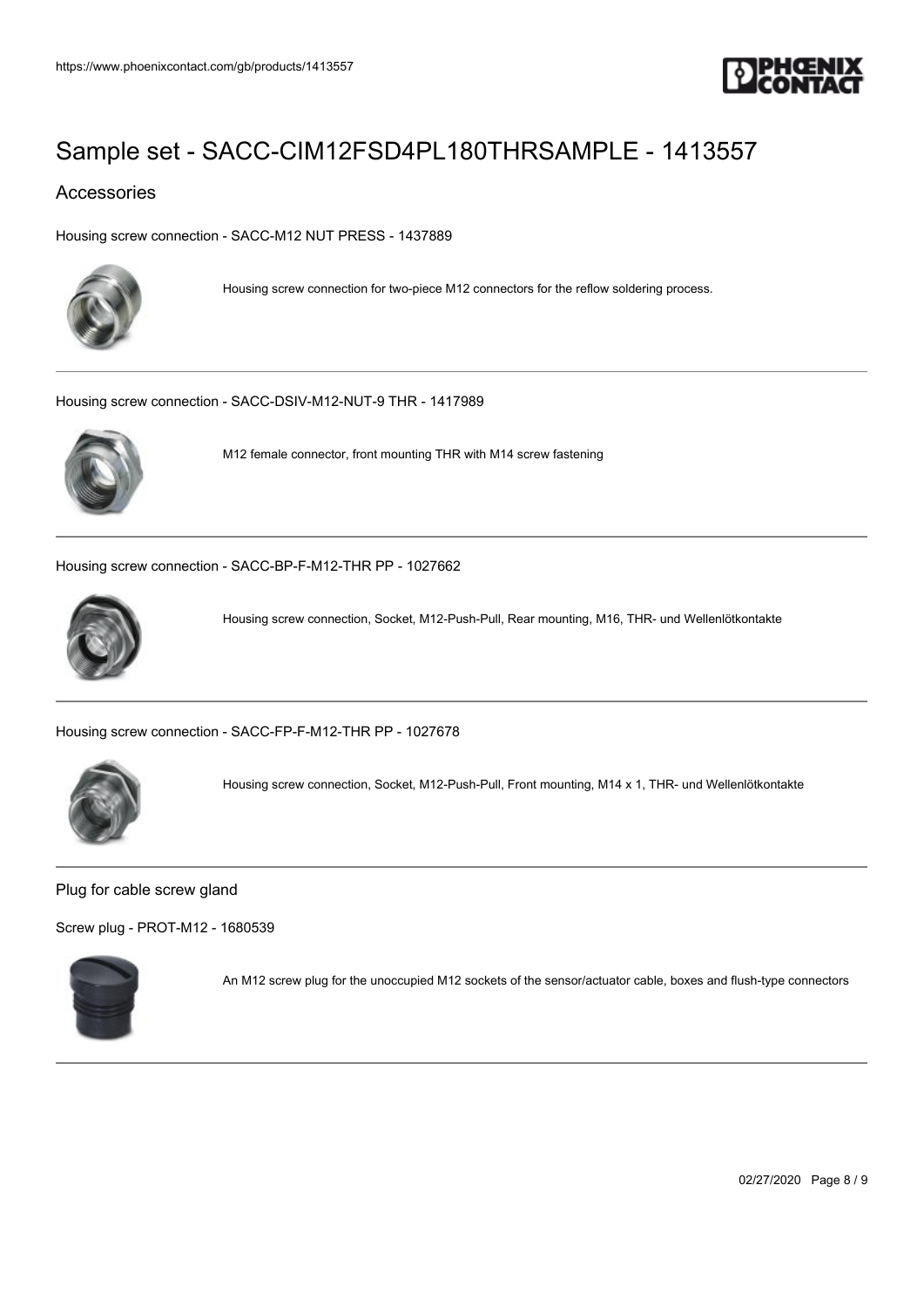# Sample set - SACC-CIM12FSD4PL180THRSAMPLE - 1413557

## Accessories

Housing screw connection - SACC-M12 NUT PRESS - 1437889

Housing screw connection for two-piece M12 connectors for the reflow soldering process.

---

Housing screw connection - SACC-DSIV-M12-NUT-9 THR - 1417989

M12 female connector, front mounting THR with M14 screw fastening

---

Housing screw connection - SACC-BP-F-M12-THR PP - 1027662

Housing screw connection, Socket, M12-Push-Pull, Rear mounting, M16, THR- und Wellenlötkontakte

---

Housing screw connection - SACC-FP-F-M12-THR PP - 1027678

Housing screw connection, Socket, M12-Push-Pull, Front mounting, M14 x 1, THR- und Wellenlötkontakte

---

Plug for cable screw gland

Screw plug - PROT-M12 - 1680539

An M12 screw plug for the unoccupied M12 sockets of the sensor/actuator cable, boxes and flush-type connectors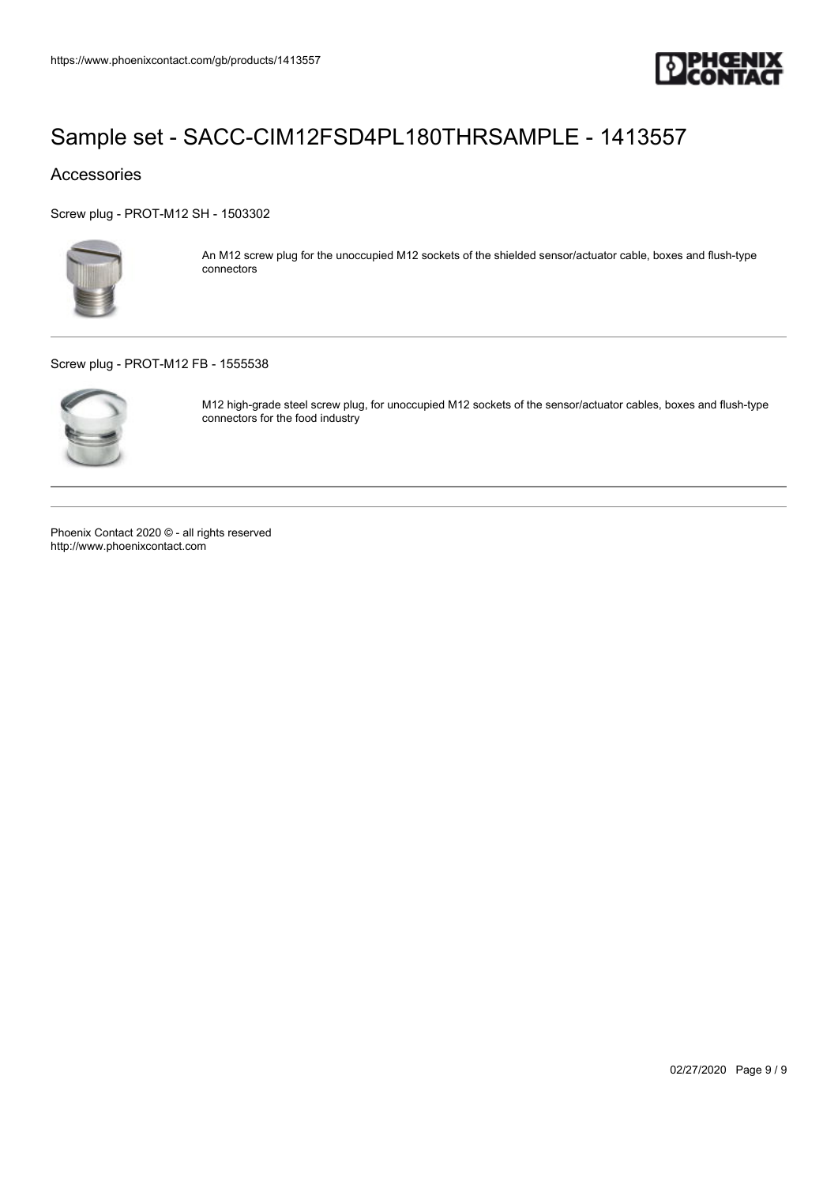## Accessories

Screw plug - PROT-M12 SH - 1503302

An M12 screw plug for the unoccupied M12 sockets of the shielded sensor/actuator cable, boxes and flush-type connectors

Screw plug - PROT-M12 FB - 1555538

M12 high-grade steel screw plug, for unoccupied M12 sockets of the sensor/actuator cables, boxes and flush-type connectors for the food industry

Phoenix Contact 2020 © - all rights reserved
http://www.phoenixcontact.com